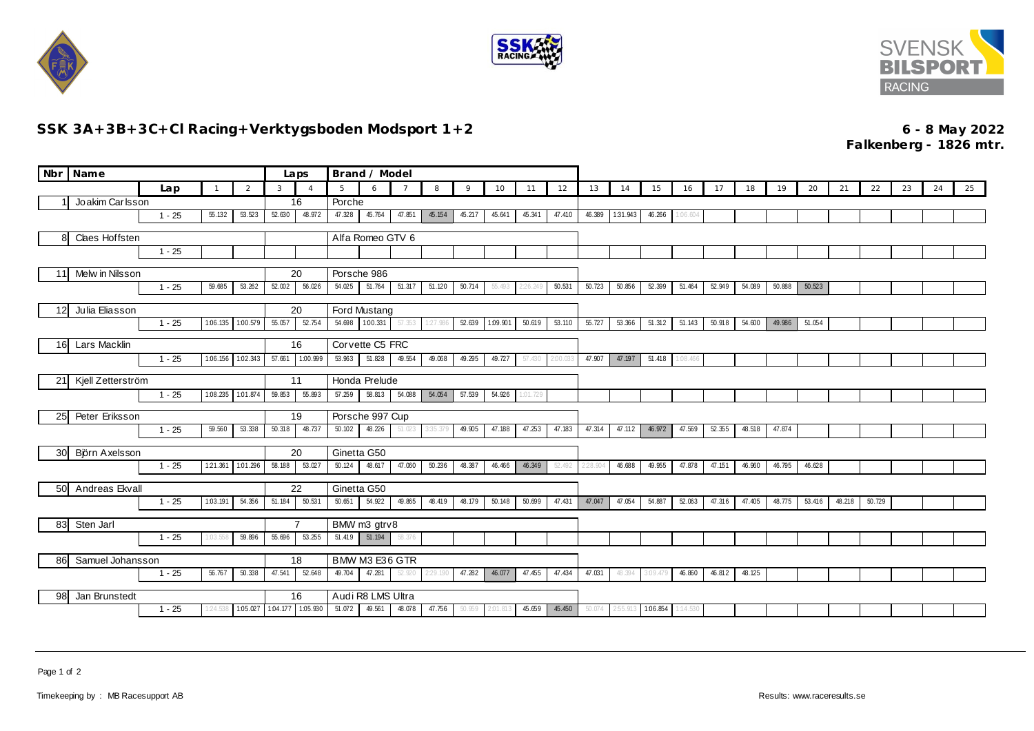## SSK 3A+3B+3C+CI Racing+Verktygsboden Modsport 1+2

**6 - 8 May 2022**
**Falkenberg - 1826 mtr.**

| Nbr | Name | Lap | 1 | 2 | 3 | 4 | 5 | 6 | 7 | 8 | 9 | 10 | 11 | 12 | 13 | 14 | 15 | 16 | 17 | 18 | 19 | 20 | 21 | 22 | 23 | 24 | 25 |
|---|---|---|---|---|---|---|---|---|---|---|---|---|---|---|---|---|---|---|---|---|---|---|---|---|---|---|---|
| 1 | Joakim Carlsson | Laps: 16 | Brand / Model: Porche | | | | | | | | | | | | | | | | | | | | | | | | |
| | | 1 - 25 | 55.132 | 53.523 | 52.630 | 48.972 | 47.328 | 45.764 | 47.851 | 45.154 | 45.217 | 45.641 | 45.341 | 47.410 | 46.389 | 1:31.943 | 46.266 | 1:06.604 | | | | | | | | | |
| 8 | Claes Hoffsten | | Brand / Model: Alfa Romeo GTV 6 | | | | | | | | | | | | | | | | | | | | | | | | |
| | | 1 - 25 | | | | | | | | | | | | | | | | | | | | | | | | | |
| 11 | Melwin Nilsson | Laps: 20 | Brand / Model: Porsche 986 | | | | | | | | | | | | | | | | | | | | | | | | |
| | | 1 - 25 | 59.685 | 53.262 | 52.002 | 56.026 | 54.025 | 51.764 | 51.317 | 51.120 | 50.714 | 55.493 | 2:26.249 | 50.531 | 50.723 | 50.856 | 52.399 | 51.464 | 52.949 | 54.089 | 50.888 | 50.523 | | | | | |
| 12 | Julia Eliasson | Laps: 20 | Brand / Model: Ford Mustang | | | | | | | | | | | | | | | | | | | | | | | | |
| | | 1 - 25 | 1:06.135 | 1:00.579 | 55.057 | 52.754 | 54.698 | 1:00.331 | 57.353 | 1:27.986 | 52.639 | 1:09.901 | 50.619 | 53.110 | 55.727 | 53.366 | 51.312 | 51.143 | 50.918 | 54.600 | 49.986 | 51.054 | | | | | |
| 16 | Lars Macklin | Laps: 16 | Brand / Model: Corvette C5 FRC | | | | | | | | | | | | | | | | | | | | | | | | |
| | | 1 - 25 | 1:06.156 | 1:02.343 | 57.661 | 1:00.999 | 53.963 | 51.828 | 49.554 | 49.068 | 49.295 | 49.727 | 57.430 | 2:00.033 | 47.907 | 47.197 | 51.418 | 1:08.466 | | | | | | | | | |
| 21 | Kjell Zetterström | Laps: 11 | Brand / Model: Honda Prelude | | | | | | | | | | | | | | | | | | | | | | | | |
| | | 1 - 25 | 1:08.235 | 1:01.874 | 59.853 | 55.893 | 57.259 | 58.813 | 54.088 | 54.054 | 57.539 | 54.926 | 1:01.729 | | | | | | | | | | | | | | |
| 25 | Peter Eriksson | Laps: 19 | Brand / Model: Porsche 997 Cup | | | | | | | | | | | | | | | | | | | | | | | | |
| | | 1 - 25 | 59.560 | 53.338 | 50.318 | 48.737 | 50.102 | 48.226 | 51.023 | 3:35.379 | 49.905 | 47.188 | 47.253 | 47.183 | 47.314 | 47.112 | 46.972 | 47.569 | 52.355 | 48.518 | 47.874 | | | | | | |
| 30 | Björn Axelsson | Laps: 20 | Brand / Model: Ginetta G50 | | | | | | | | | | | | | | | | | | | | | | | | |
| | | 1 - 25 | 1:21.361 | 1:01.296 | 58.188 | 53.027 | 50.124 | 48.617 | 47.060 | 50.236 | 48.387 | 46.466 | 46.349 | 52.492 | 2:28.904 | 46.688 | 49.955 | 47.878 | 47.151 | 46.960 | 46.795 | 46.628 | | | | | |
| 50 | Andreas Ekvall | Laps: 22 | Brand / Model: Ginetta G50 | | | | | | | | | | | | | | | | | | | | | | | | |
| | | 1 - 25 | 1:03.191 | 54.356 | 51.184 | 50.531 | 50.651 | 54.922 | 49.865 | 48.419 | 48.179 | 50.148 | 50.699 | 47.431 | 47.047 | 47.054 | 54.887 | 52.063 | 47.316 | 47.405 | 48.775 | 53.416 | 48.218 | 50.729 | | | |
| 83 | Sten Jarl | Laps: 7 | Brand / Model: BMW m3 gtrv8 | | | | | | | | | | | | | | | | | | | | | | | | |
| | | 1 - 25 | 1:03.558 | 59.896 | 55.696 | 53.255 | 51.419 | 51.194 | 58.376 | | | | | | | | | | | | | | | | | | |
| 86 | Samuel Johansson | Laps: 18 | Brand / Model: BMW M3 E36 GTR | | | | | | | | | | | | | | | | | | | | | | | | |
| | | 1 - 25 | 56.767 | 50.338 | 47.541 | 52.648 | 49.704 | 47.281 | 52.920 | 2:29.190 | 47.282 | 46.077 | 47.455 | 47.434 | 47.031 | 48.394 | 3:09.479 | 46.860 | 46.812 | 48.125 | | | | | | | |
| 98 | Jan Brunstedt | Laps: 16 | Brand / Model: Audi R8 LMS Ultra | | | | | | | | | | | | | | | | | | | | | | | | |
| | | 1 - 25 | 1:24.538 | 1:05.027 | 1:04.177 | 1:05.930 | 51.072 | 49.561 | 48.078 | 47.756 | 50.959 | 2:01.813 | 45.659 | 45.450 | 50.074 | 2:55.913 | 1:06.854 | 1:14.530 | | | | | | | | | |

Timekeeping by : MB Racesupport AB

Results: www.raceresults.se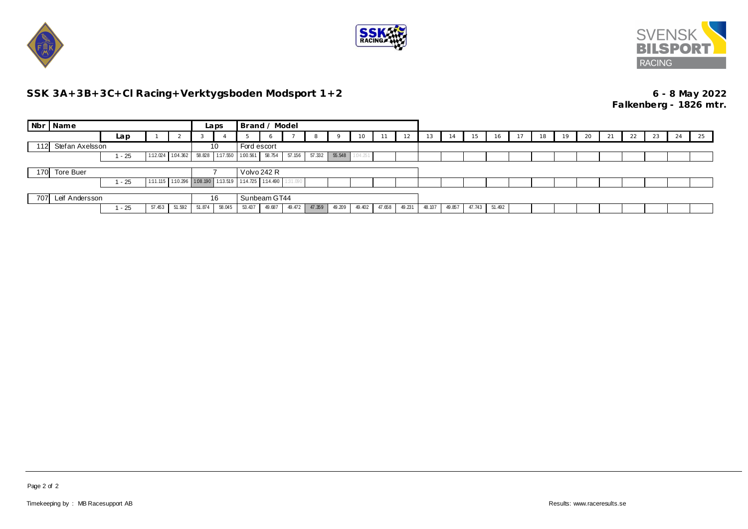## SSK 3A+3B+3C+Cl Racing+Verktygsboden Modsport 1+2

**6 - 8 May 2022**
**Falkenberg - 1826 mtr.**

| Nbr | Name | Lap | 1 | 2 | 3 | 4 | 5 | 6 | 7 | 8 | 9 | 10 | 11 | 12 | 13 | 14 | 15 | 16 | 17 | 18 | 19 | 20 | 21 | 22 | 23 | 24 | 25 |
|---|---|---|---|---|---|---|---|---|---|---|---|---|---|---|---|---|---|---|---|---|---|---|---|---|---|---|---|
| 112 | Stefan Axelsson | Laps: 10 | Ford escort | | | | | | | | | | | | | | | | | | | | | | | | |
| | | 1 - 25 | 1:12.024 | 1:04.362 | 58.828 | 1:17.550 | 1:00.561 | 58.754 | 57.156 | 57.332 | 55.548 | 1:04.251 | | | | | | | | | | | | | | | |
| 170 | Tore Buer | Laps: 7 | Volvo 242 R | | | | | | | | | | | | | | | | | | | | | | | | |
| | | 1 - 25 | 1:11.115 | 1:10.296 | 1:08.190 | 1:13.519 | 1:14.725 | 1:14.490 | 1:31.090 | | | | | | | | | | | | | | | | | | |
| 707 | Leif Andersson | Laps: 16 | Sunbeam GT44 | | | | | | | | | | | | | | | | | | | | | | | | |
| | | 1 - 25 | 57.453 | 51.592 | 51.874 | 58.045 | 53.437 | 49.687 | 49.472 | 47.359 | 49.209 | 49.402 | 47.658 | 49.231 | 48.107 | 49.857 | 47.743 | 51.492 | | | | | | | | | |

Timekeeping by : MB Racesupport AB

Results: www.raceresults.se